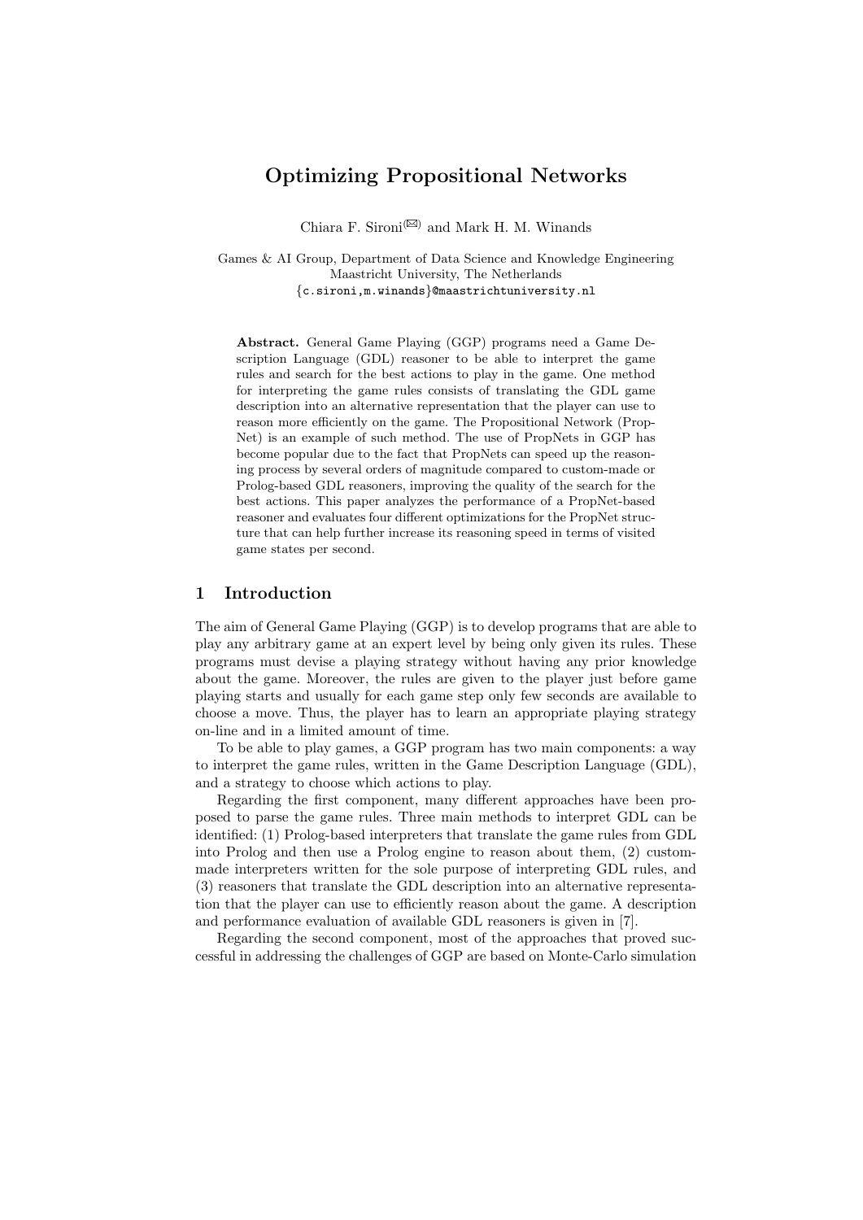# Optimizing Propositional Networks

Chiara F. Sironi(✉) and Mark H. M. Winands

Games & AI Group, Department of Data Science and Knowledge Engineering
Maastricht University, The Netherlands
{c.sironi,m.winands}@maastrichtuniversity.nl

**Abstract.** General Game Playing (GGP) programs need a Game Description Language (GDL) reasoner to be able to interpret the game rules and search for the best actions to play in the game. One method for interpreting the game rules consists of translating the GDL game description into an alternative representation that the player can use to reason more efficiently on the game. The Propositional Network (PropNet) is an example of such method. The use of PropNets in GGP has become popular due to the fact that PropNets can speed up the reasoning process by several orders of magnitude compared to custom-made or Prolog-based GDL reasoners, improving the quality of the search for the best actions. This paper analyzes the performance of a PropNet-based reasoner and evaluates four different optimizations for the PropNet structure that can help further increase its reasoning speed in terms of visited game states per second.

## 1 Introduction

The aim of General Game Playing (GGP) is to develop programs that are able to play any arbitrary game at an expert level by being only given its rules. These programs must devise a playing strategy without having any prior knowledge about the game. Moreover, the rules are given to the player just before game playing starts and usually for each game step only few seconds are available to choose a move. Thus, the player has to learn an appropriate playing strategy on-line and in a limited amount of time.

To be able to play games, a GGP program has two main components: a way to interpret the game rules, written in the Game Description Language (GDL), and a strategy to choose which actions to play.

Regarding the first component, many different approaches have been proposed to parse the game rules. Three main methods to interpret GDL can be identified: (1) Prolog-based interpreters that translate the game rules from GDL into Prolog and then use a Prolog engine to reason about them, (2) custom-made interpreters written for the sole purpose of interpreting GDL rules, and (3) reasoners that translate the GDL description into an alternative representation that the player can use to efficiently reason about the game. A description and performance evaluation of available GDL reasoners is given in [7].

Regarding the second component, most of the approaches that proved successful in addressing the challenges of GGP are based on Monte-Carlo simulation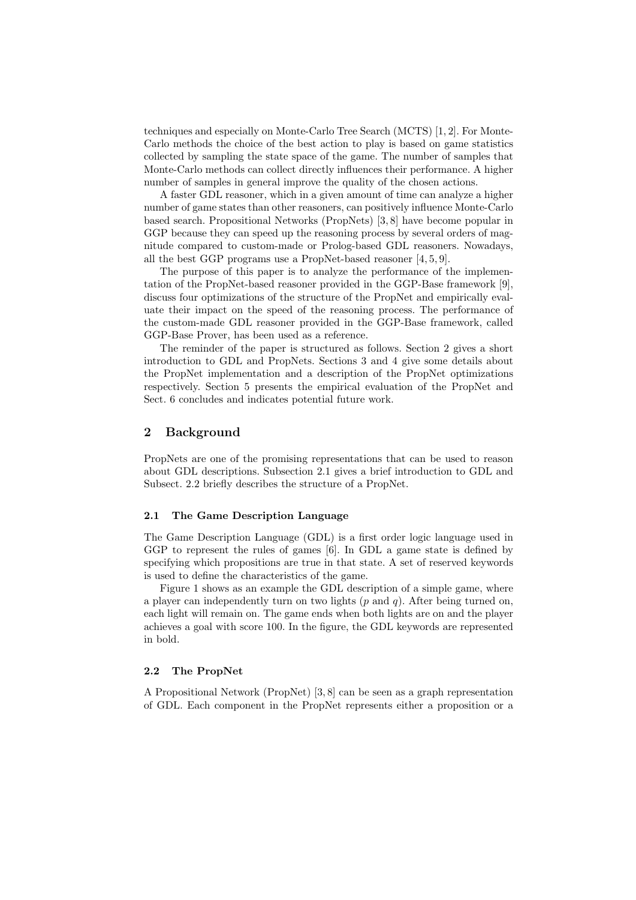techniques and especially on Monte-Carlo Tree Search (MCTS) [1, 2]. For Monte-Carlo methods the choice of the best action to play is based on game statistics collected by sampling the state space of the game. The number of samples that Monte-Carlo methods can collect directly influences their performance. A higher number of samples in general improve the quality of the chosen actions.

A faster GDL reasoner, which in a given amount of time can analyze a higher number of game states than other reasoners, can positively influence Monte-Carlo based search. Propositional Networks (PropNets) [3, 8] have become popular in GGP because they can speed up the reasoning process by several orders of magnitude compared to custom-made or Prolog-based GDL reasoners. Nowadays, all the best GGP programs use a PropNet-based reasoner [4, 5, 9].

The purpose of this paper is to analyze the performance of the implementation of the PropNet-based reasoner provided in the GGP-Base framework [9], discuss four optimizations of the structure of the PropNet and empirically evaluate their impact on the speed of the reasoning process. The performance of the custom-made GDL reasoner provided in the GGP-Base framework, called GGP-Base Prover, has been used as a reference.

The reminder of the paper is structured as follows. Section 2 gives a short introduction to GDL and PropNets. Sections 3 and 4 give some details about the PropNet implementation and a description of the PropNet optimizations respectively. Section 5 presents the empirical evaluation of the PropNet and Sect. 6 concludes and indicates potential future work.

## 2 Background

PropNets are one of the promising representations that can be used to reason about GDL descriptions. Subsection 2.1 gives a brief introduction to GDL and Subsect. 2.2 briefly describes the structure of a PropNet.

### 2.1 The Game Description Language

The Game Description Language (GDL) is a first order logic language used in GGP to represent the rules of games [6]. In GDL a game state is defined by specifying which propositions are true in that state. A set of reserved keywords is used to define the characteristics of the game.

Figure 1 shows as an example the GDL description of a simple game, where a player can independently turn on two lights ($p$ and $q$). After being turned on, each light will remain on. The game ends when both lights are on and the player achieves a goal with score 100. In the figure, the GDL keywords are represented in bold.

### 2.2 The PropNet

A Propositional Network (PropNet) [3, 8] can be seen as a graph representation of GDL. Each component in the PropNet represents either a proposition or a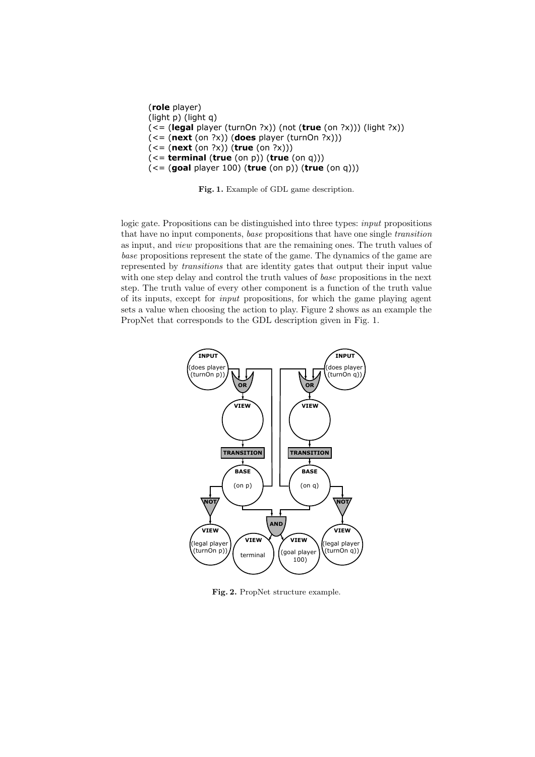```
(role player)
(light p) (light q)
(<= (legal player (turnOn ?x)) (not (true (on ?x))) (light ?x))
(<= (next (on ?x)) (does player (turnOn ?x)))
(<= (next (on ?x)) (true (on ?x)))
(<= terminal (true (on p)) (true (on q)))
(<= (goal player 100) (true (on p)) (true (on q)))
```

**Fig. 1.** Example of GDL game description.

logic gate. Propositions can be distinguished into three types: *input* propositions that have no input components, *base* propositions that have one single *transition* as input, and *view* propositions that are the remaining ones. The truth values of *base* propositions represent the state of the game. The dynamics of the game are represented by *transitions* that are identity gates that output their input value with one step delay and control the truth values of *base* propositions in the next step. The truth value of every other component is a function of the truth value of its inputs, except for *input* propositions, for which the game playing agent sets a value when choosing the action to play. Figure 2 shows as an example the PropNet that corresponds to the GDL description given in Fig. 1.

**Fig. 2.** PropNet structure example.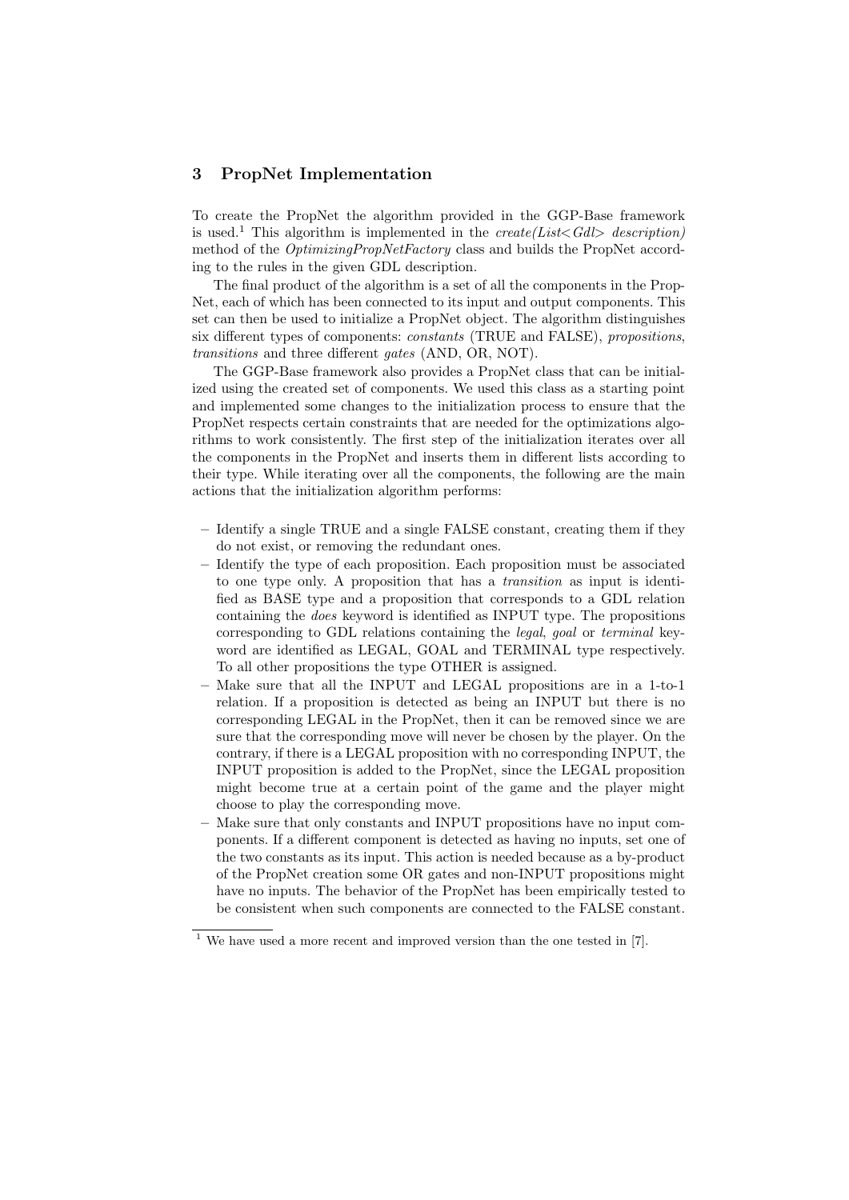## 3 PropNet Implementation

To create the PropNet the algorithm provided in the GGP-Base framework is used.[1] This algorithm is implemented in the *create(List<Gdl> description)* method of the *OptimizingPropNetFactory* class and builds the PropNet according to the rules in the given GDL description.

The final product of the algorithm is a set of all the components in the PropNet, each of which has been connected to its input and output components. This set can then be used to initialize a PropNet object. The algorithm distinguishes six different types of components: *constants* (TRUE and FALSE), *propositions*, *transitions* and three different *gates* (AND, OR, NOT).

The GGP-Base framework also provides a PropNet class that can be initialized using the created set of components. We used this class as a starting point and implemented some changes to the initialization process to ensure that the PropNet respects certain constraints that are needed for the optimizations algorithms to work consistently. The first step of the initialization iterates over all the components in the PropNet and inserts them in different lists according to their type. While iterating over all the components, the following are the main actions that the initialization algorithm performs:

- Identify a single TRUE and a single FALSE constant, creating them if they do not exist, or removing the redundant ones.
- Identify the type of each proposition. Each proposition must be associated to one type only. A proposition that has a *transition* as input is identified as BASE type and a proposition that corresponds to a GDL relation containing the *does* keyword is identified as INPUT type. The propositions corresponding to GDL relations containing the *legal*, *goal* or *terminal* keyword are identified as LEGAL, GOAL and TERMINAL type respectively. To all other propositions the type OTHER is assigned.
- Make sure that all the INPUT and LEGAL propositions are in a 1-to-1 relation. If a proposition is detected as being an INPUT but there is no corresponding LEGAL in the PropNet, then it can be removed since we are sure that the corresponding move will never be chosen by the player. On the contrary, if there is a LEGAL proposition with no corresponding INPUT, the INPUT proposition is added to the PropNet, since the LEGAL proposition might become true at a certain point of the game and the player might choose to play the corresponding move.
- Make sure that only constants and INPUT propositions have no input components. If a different component is detected as having no inputs, set one of the two constants as its input. This action is needed because as a by-product of the PropNet creation some OR gates and non-INPUT propositions might have no inputs. The behavior of the PropNet has been empirically tested to be consistent when such components are connected to the FALSE constant.

[1] We have used a more recent and improved version than the one tested in [7].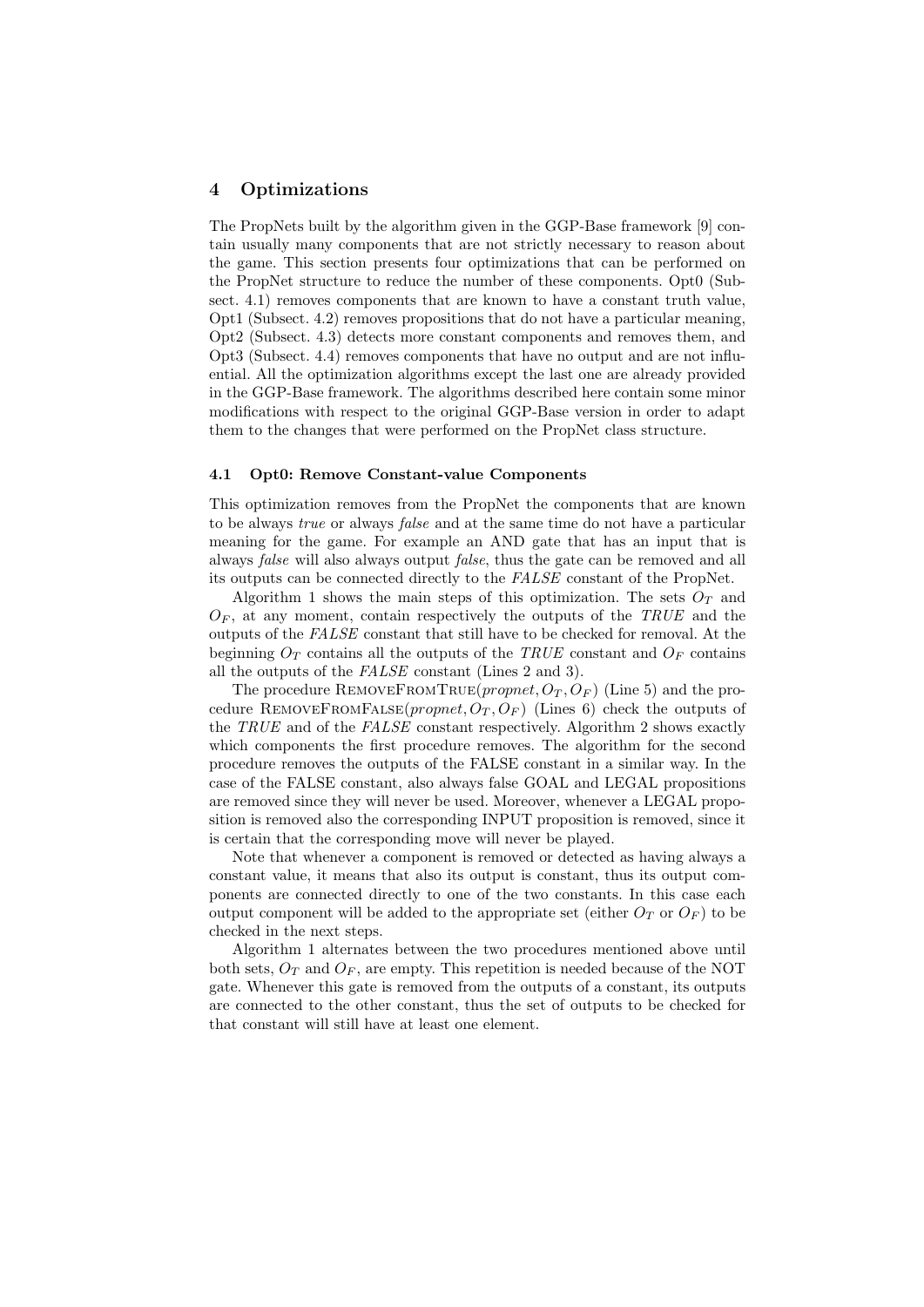## 4 Optimizations

The PropNets built by the algorithm given in the GGP-Base framework [9] contain usually many components that are not strictly necessary to reason about the game. This section presents four optimizations that can be performed on the PropNet structure to reduce the number of these components. Opt0 (Subsect. 4.1) removes components that are known to have a constant truth value, Opt1 (Subsect. 4.2) removes propositions that do not have a particular meaning, Opt2 (Subsect. 4.3) detects more constant components and removes them, and Opt3 (Subsect. 4.4) removes components that have no output and are not influential. All the optimization algorithms except the last one are already provided in the GGP-Base framework. The algorithms described here contain some minor modifications with respect to the original GGP-Base version in order to adapt them to the changes that were performed on the PropNet class structure.

### 4.1 Opt0: Remove Constant-value Components

This optimization removes from the PropNet the components that are known to be always *true* or always *false* and at the same time do not have a particular meaning for the game. For example an AND gate that has an input that is always *false* will also always output *false*, thus the gate can be removed and all its outputs can be connected directly to the *FALSE* constant of the PropNet.

Algorithm 1 shows the main steps of this optimization. The sets $O_T$ and $O_F$, at any moment, contain respectively the outputs of the *TRUE* and the outputs of the *FALSE* constant that still have to be checked for removal. At the beginning $O_T$ contains all the outputs of the *TRUE* constant and $O_F$ contains all the outputs of the *FALSE* constant (Lines 2 and 3).

The procedure RemoveFromTrue($propnet, O_T, O_F$) (Line 5) and the procedure RemoveFromFalse($propnet, O_T, O_F$) (Lines 6) check the outputs of the *TRUE* and of the *FALSE* constant respectively. Algorithm 2 shows exactly which components the first procedure removes. The algorithm for the second procedure removes the outputs of the FALSE constant in a similar way. In the case of the FALSE constant, also always false GOAL and LEGAL propositions are removed since they will never be used. Moreover, whenever a LEGAL proposition is removed also the corresponding INPUT proposition is removed, since it is certain that the corresponding move will never be played.

Note that whenever a component is removed or detected as having always a constant value, it means that also its output is constant, thus its output components are connected directly to one of the two constants. In this case each output component will be added to the appropriate set (either $O_T$ or $O_F$) to be checked in the next steps.

Algorithm 1 alternates between the two procedures mentioned above until both sets, $O_T$ and $O_F$, are empty. This repetition is needed because of the NOT gate. Whenever this gate is removed from the outputs of a constant, its outputs are connected to the other constant, thus the set of outputs to be checked for that constant will still have at least one element.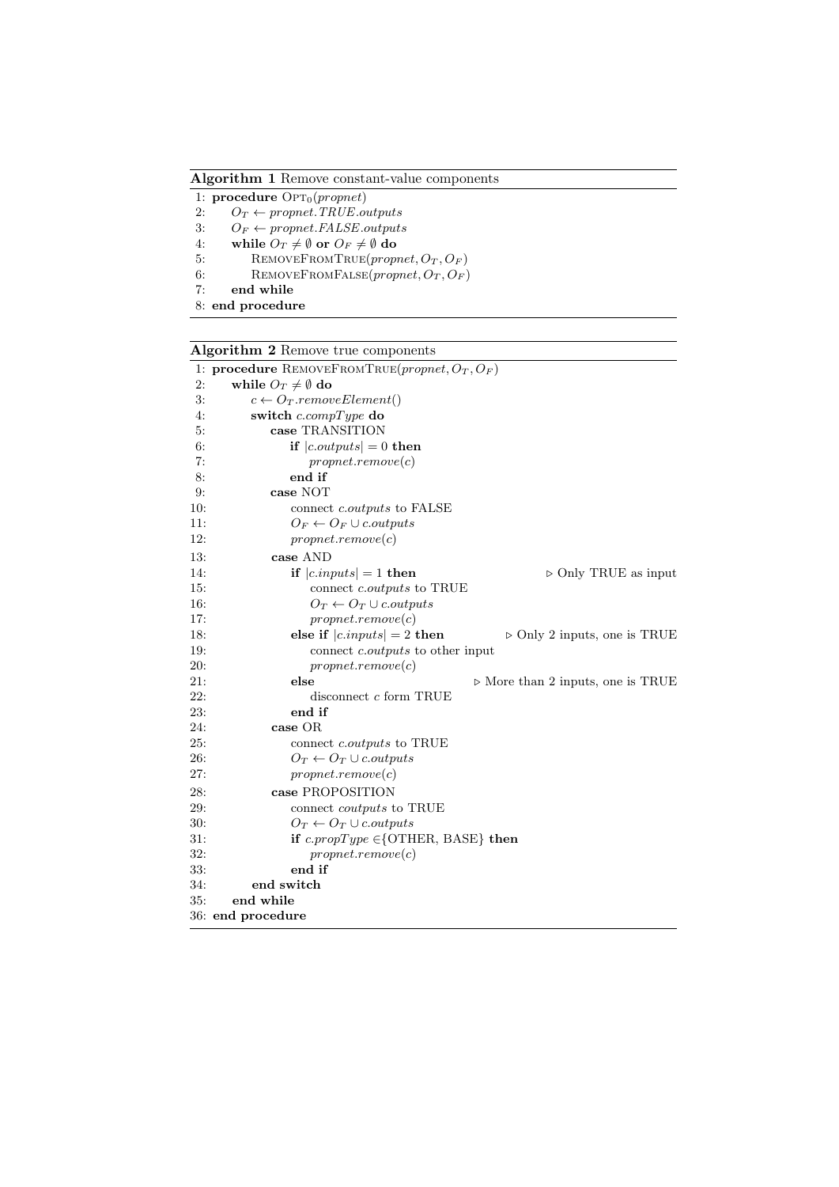**Algorithm 1** Remove constant-value components

```
1: procedure OPT_0(propnet)
2:     O_T ← propnet.TRUE.outputs
3:     O_F ← propnet.FALSE.outputs
4:     while O_T ≠ ∅ or O_F ≠ ∅ do
5:         REMOVEFROMTRUE(propnet, O_T, O_F)
6:         REMOVEFROMFALSE(propnet, O_T, O_F)
7:     end while
8: end procedure
```

**Algorithm 2** Remove true components

```
1: procedure REMOVEFROMTRUE(propnet, O_T, O_F)
2:     while O_T ≠ ∅ do
3:         c ← O_T.removeElement()
4:         switch c.compType do
5:             case TRANSITION
6:                 if |c.outputs| = 0 then
7:                     propnet.remove(c)
8:                 end if
9:             case NOT
10:                connect c.outputs to FALSE
11:                O_F ← O_F ∪ c.outputs
12:                propnet.remove(c)
13:            case AND
14:                if |c.inputs| = 1 then                ▷ Only TRUE as input
15:                    connect c.outputs to TRUE
16:                    O_T ← O_T ∪ c.outputs
17:                    propnet.remove(c)
18:                else if |c.inputs| = 2 then           ▷ Only 2 inputs, one is TRUE
19:                    connect c.outputs to other input
20:                    propnet.remove(c)
21:                else                                  ▷ More than 2 inputs, one is TRUE
22:                    disconnect c form TRUE
23:                end if
24:            case OR
25:                connect c.outputs to TRUE
26:                O_T ← O_T ∪ c.outputs
27:                propnet.remove(c)
28:            case PROPOSITION
29:                connect coutputs to TRUE
30:                O_T ← O_T ∪ c.outputs
31:                if c.propType ∈{OTHER, BASE} then
32:                    propnet.remove(c)
33:                end if
34:        end switch
35:    end while
36: end procedure
```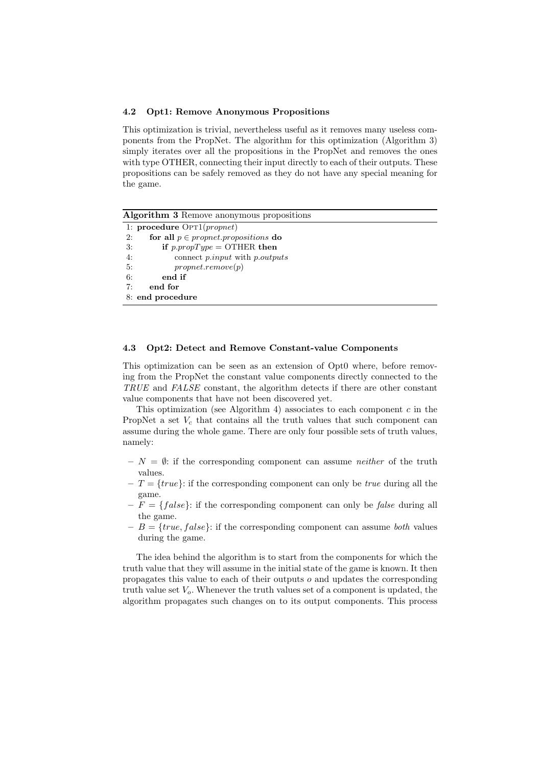### 4.2 Opt1: Remove Anonymous Propositions

This optimization is trivial, nevertheless useful as it removes many useless components from the PropNet. The algorithm for this optimization (Algorithm 3) simply iterates over all the propositions in the PropNet and removes the ones with type OTHER, connecting their input directly to each of their outputs. These propositions can be safely removed as they do not have any special meaning for the game.

**Algorithm 3** Remove anonymous propositions

```
1: procedure OPT1(propnet)
2:     for all p ∈ propnet.propositions do
3:         if p.propType = OTHER then
4:             connect p.input with p.outputs
5:             propnet.remove(p)
6:         end if
7:     end for
8: end procedure
```

### 4.3 Opt2: Detect and Remove Constant-value Components

This optimization can be seen as an extension of Opt0 where, before removing from the PropNet the constant value components directly connected to the *TRUE* and *FALSE* constant, the algorithm detects if there are other constant value components that have not been discovered yet.

This optimization (see Algorithm 4) associates to each component $c$ in the PropNet a set $V_c$ that contains all the truth values that such component can assume during the whole game. There are only four possible sets of truth values, namely:

- $N = \emptyset$: if the corresponding component can assume *neither* of the truth values.
- $T = \{true\}$: if the corresponding component can only be *true* during all the game.
- $F = \{false\}$: if the corresponding component can only be *false* during all the game.
- $B = \{true, false\}$: if the corresponding component can assume *both* values during the game.

The idea behind the algorithm is to start from the components for which the truth value that they will assume in the initial state of the game is known. It then propagates this value to each of their outputs $o$ and updates the corresponding truth value set $V_o$. Whenever the truth values set of a component is updated, the algorithm propagates such changes on to its output components. This process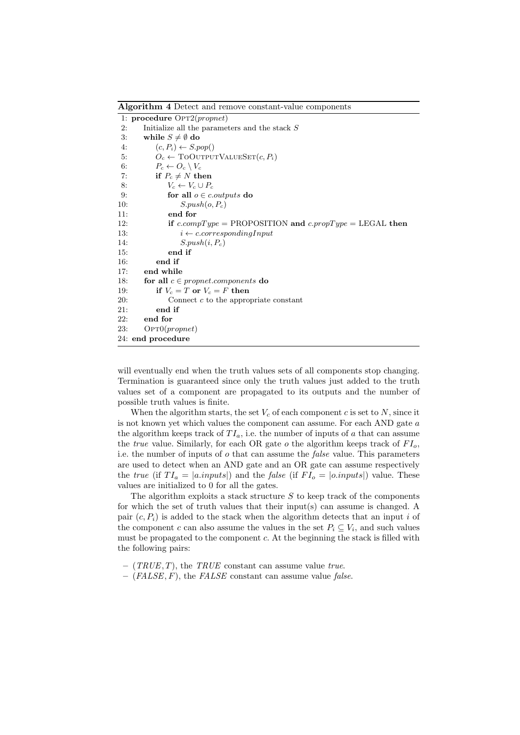**Algorithm 4** Detect and remove constant-value components

```
1: procedure Opt2(propnet)
2:     Initialize all the parameters and the stack S
3:     while S ≠ ∅ do
4:         (c, P_i) ← S.pop()
5:         O_c ← ToOutputValueSet(c, P_i)
6:         P_c ← O_c \ V_c
7:         if P_c ≠ N then
8:             V_c ← V_c ∪ P_c
9:             for all o ∈ c.outputs do
10:                S.push(o, P_c)
11:            end for
12:            if c.compType = PROPOSITION and c.propType = LEGAL then
13:                i ← c.correspondingInput
14:                S.push(i, P_c)
15:            end if
16:        end if
17:    end while
18:    for all c ∈ propnet.components do
19:        if V_c = T or V_c = F then
20:            Connect c to the appropriate constant
21:        end if
22:    end for
23:    Opt0(propnet)
24: end procedure
```

will eventually end when the truth values sets of all components stop changing. Termination is guaranteed since only the truth values just added to the truth values set of a component are propagated to its outputs and the number of possible truth values is finite.

When the algorithm starts, the set $V_c$ of each component $c$ is set to $N$, since it is not known yet which values the component can assume. For each AND gate $a$ the algorithm keeps track of $TI_a$, i.e. the number of inputs of $a$ that can assume the *true* value. Similarly, for each OR gate $o$ the algorithm keeps track of $FI_o$, i.e. the number of inputs of $o$ that can assume the *false* value. This parameters are used to detect when an AND gate and an OR gate can assume respectively the *true* (if $TI_a = |a.inputs|$) and the *false* (if $FI_o = |o.inputs|$) value. These values are initialized to 0 for all the gates.

The algorithm exploits a stack structure $S$ to keep track of the components for which the set of truth values that their input(s) can assume is changed. A pair $(c, P_i)$ is added to the stack when the algorithm detects that an input $i$ of the component $c$ can also assume the values in the set $P_i \subseteq V_i$, and such values must be propagated to the component $c$. At the beginning the stack is filled with the following pairs:

- $(TRUE, T)$, the *TRUE* constant can assume value *true*.
- $(FALSE, F)$, the *FALSE* constant can assume value *false*.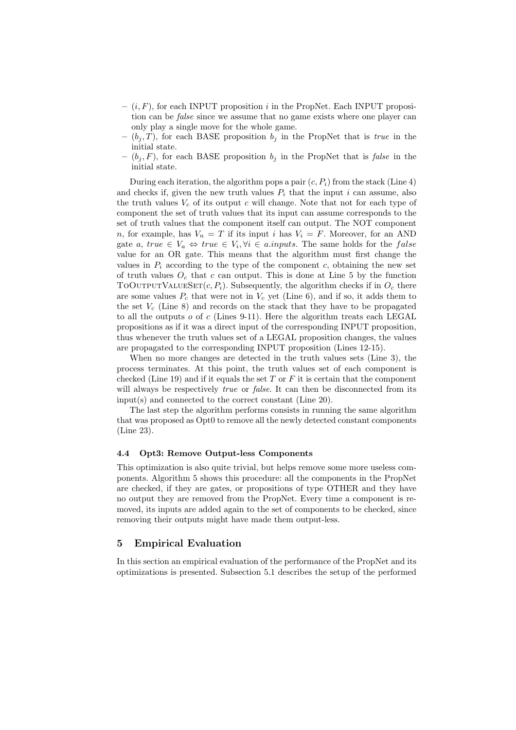- $(i, F)$, for each INPUT proposition $i$ in the PropNet. Each INPUT proposition can be *false* since we assume that no game exists where one player can only play a single move for the whole game.
- $(b_j, T)$, for each BASE proposition $b_j$ in the PropNet that is *true* in the initial state.
- $(b_j, F)$, for each BASE proposition $b_j$ in the PropNet that is *false* in the initial state.

During each iteration, the algorithm pops a pair $(c, P_i)$ from the stack (Line 4) and checks if, given the new truth values $P_i$ that the input $i$ can assume, also the truth values $V_c$ of its output $c$ will change. Note that not for each type of component the set of truth values that its input can assume corresponds to the set of truth values that the component itself can output. The NOT component $n$, for example, has $V_n = T$ if its input $i$ has $V_i = F$. Moreover, for an AND gate $a$, $true \in V_a \Leftrightarrow true \in V_i, \forall i \in a.inputs$. The same holds for the $false$ value for an OR gate. This means that the algorithm must first change the values in $P_i$ according to the type of the component $c$, obtaining the new set of truth values $O_c$ that $c$ can output. This is done at Line 5 by the function ToOutputValueSet$(c, P_i)$. Subsequently, the algorithm checks if in $O_c$ there are some values $P_c$ that were not in $V_c$ yet (Line 6), and if so, it adds them to the set $V_c$ (Line 8) and records on the stack that they have to be propagated to all the outputs $o$ of $c$ (Lines 9-11). Here the algorithm treats each LEGAL propositions as if it was a direct input of the corresponding INPUT proposition, thus whenever the truth values set of a LEGAL proposition changes, the values are propagated to the corresponding INPUT proposition (Lines 12-15).

When no more changes are detected in the truth values sets (Line 3), the process terminates. At this point, the truth values set of each component is checked (Line 19) and if it equals the set $T$ or $F$ it is certain that the component will always be respectively *true* or *false*. It can then be disconnected from its input(s) and connected to the correct constant (Line 20).

The last step the algorithm performs consists in running the same algorithm that was proposed as Opt0 to remove all the newly detected constant components (Line 23).

### 4.4 Opt3: Remove Output-less Components

This optimization is also quite trivial, but helps remove some more useless components. Algorithm 5 shows this procedure: all the components in the PropNet are checked, if they are gates, or propositions of type OTHER and they have no output they are removed from the PropNet. Every time a component is removed, its inputs are added again to the set of components to be checked, since removing their outputs might have made them output-less.

## 5 Empirical Evaluation

In this section an empirical evaluation of the performance of the PropNet and its optimizations is presented. Subsection 5.1 describes the setup of the performed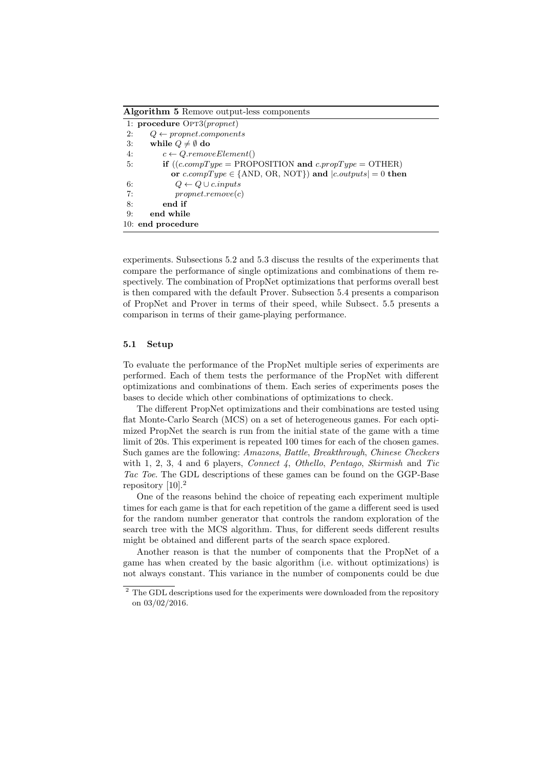**Algorithm 5** Remove output-less components

```
1: procedure OPT3(propnet)
2:     Q ← propnet.components
3:     while Q ≠ ∅ do
4:         c ← Q.removeElement()
5:         if ((c.compType = PROPOSITION and c.propType = OTHER)
               or c.compType ∈ {AND, OR, NOT}) and |c.outputs| = 0 then
6:             Q ← Q ∪ c.inputs
7:             propnet.remove(c)
8:         end if
9:     end while
10: end procedure
```

experiments. Subsections 5.2 and 5.3 discuss the results of the experiments that compare the performance of single optimizations and combinations of them respectively. The combination of PropNet optimizations that performs overall best is then compared with the default Prover. Subsection 5.4 presents a comparison of PropNet and Prover in terms of their speed, while Subsect. 5.5 presents a comparison in terms of their game-playing performance.

### 5.1 Setup

To evaluate the performance of the PropNet multiple series of experiments are performed. Each of them tests the performance of the PropNet with different optimizations and combinations of them. Each series of experiments poses the bases to decide which other combinations of optimizations to check.

The different PropNet optimizations and their combinations are tested using flat Monte-Carlo Search (MCS) on a set of heterogeneous games. For each optimized PropNet the search is run from the initial state of the game with a time limit of 20s. This experiment is repeated 100 times for each of the chosen games. Such games are the following: *Amazons*, *Battle*, *Breakthrough*, *Chinese Checkers* with 1, 2, 3, 4 and 6 players, *Connect 4*, *Othello*, *Pentago*, *Skirmish* and *Tic Tac Toe*. The GDL descriptions of these games can be found on the GGP-Base repository [10].[2]

One of the reasons behind the choice of repeating each experiment multiple times for each game is that for each repetition of the game a different seed is used for the random number generator that controls the random exploration of the search tree with the MCS algorithm. Thus, for different seeds different results might be obtained and different parts of the search space explored.

Another reason is that the number of components that the PropNet of a game has when created by the basic algorithm (i.e. without optimizations) is not always constant. This variance in the number of components could be due

[2] The GDL descriptions used for the experiments were downloaded from the repository on 03/02/2016.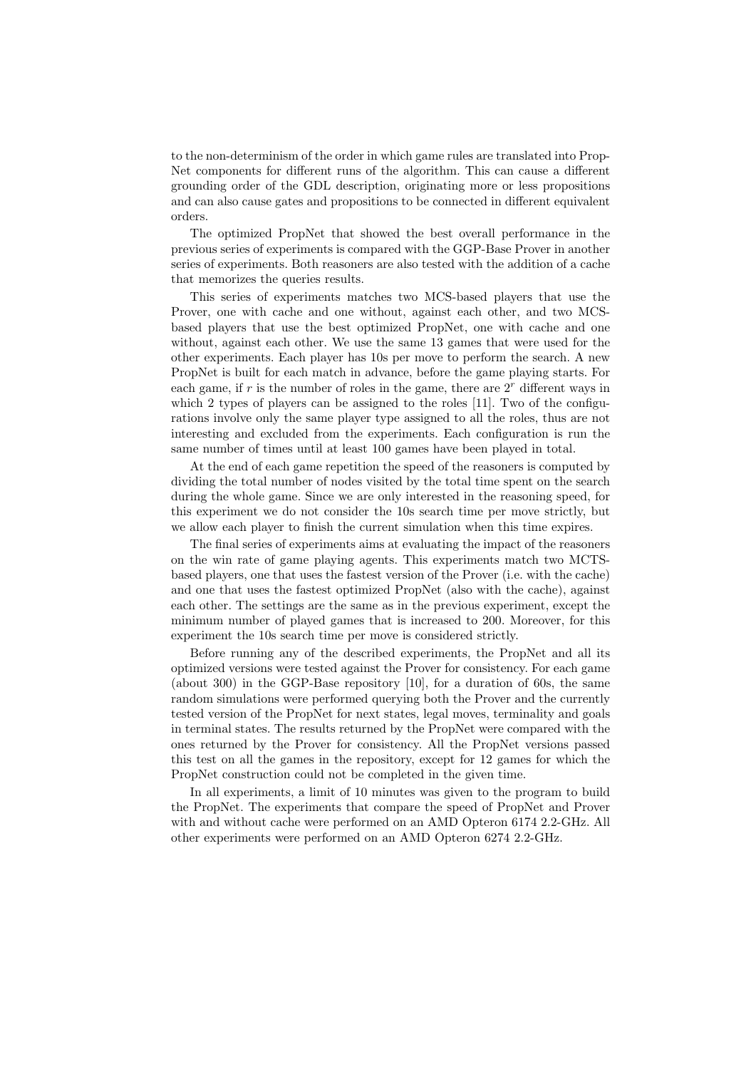to the non-determinism of the order in which game rules are translated into PropNet components for different runs of the algorithm. This can cause a different grounding order of the GDL description, originating more or less propositions and can also cause gates and propositions to be connected in different equivalent orders.

The optimized PropNet that showed the best overall performance in the previous series of experiments is compared with the GGP-Base Prover in another series of experiments. Both reasoners are also tested with the addition of a cache that memorizes the queries results.

This series of experiments matches two MCS-based players that use the Prover, one with cache and one without, against each other, and two MCS-based players that use the best optimized PropNet, one with cache and one without, against each other. We use the same 13 games that were used for the other experiments. Each player has 10s per move to perform the search. A new PropNet is built for each match in advance, before the game playing starts. For each game, if $r$ is the number of roles in the game, there are $2^r$ different ways in which 2 types of players can be assigned to the roles [11]. Two of the configurations involve only the same player type assigned to all the roles, thus are not interesting and excluded from the experiments. Each configuration is run the same number of times until at least 100 games have been played in total.

At the end of each game repetition the speed of the reasoners is computed by dividing the total number of nodes visited by the total time spent on the search during the whole game. Since we are only interested in the reasoning speed, for this experiment we do not consider the 10s search time per move strictly, but we allow each player to finish the current simulation when this time expires.

The final series of experiments aims at evaluating the impact of the reasoners on the win rate of game playing agents. This experiments match two MCTS-based players, one that uses the fastest version of the Prover (i.e. with the cache) and one that uses the fastest optimized PropNet (also with the cache), against each other. The settings are the same as in the previous experiment, except the minimum number of played games that is increased to 200. Moreover, for this experiment the 10s search time per move is considered strictly.

Before running any of the described experiments, the PropNet and all its optimized versions were tested against the Prover for consistency. For each game (about 300) in the GGP-Base repository [10], for a duration of 60s, the same random simulations were performed querying both the Prover and the currently tested version of the PropNet for next states, legal moves, terminality and goals in terminal states. The results returned by the PropNet were compared with the ones returned by the Prover for consistency. All the PropNet versions passed this test on all the games in the repository, except for 12 games for which the PropNet construction could not be completed in the given time.

In all experiments, a limit of 10 minutes was given to the program to build the PropNet. The experiments that compare the speed of PropNet and Prover with and without cache were performed on an AMD Opteron 6174 2.2-GHz. All other experiments were performed on an AMD Opteron 6274 2.2-GHz.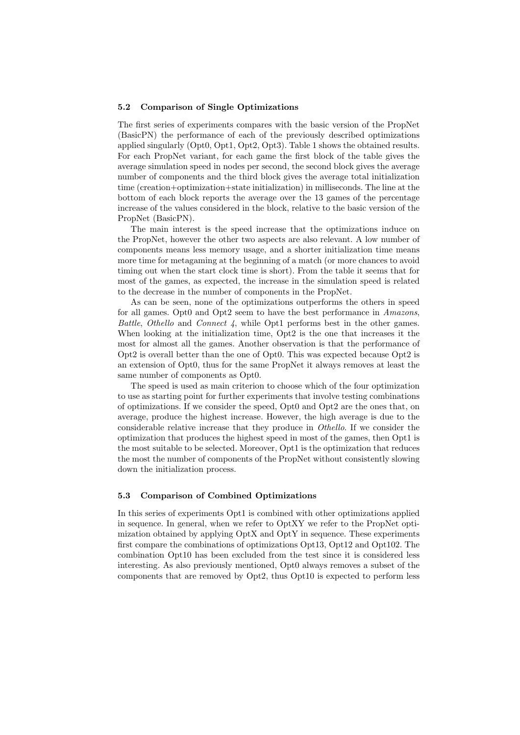### 5.2 Comparison of Single Optimizations

The first series of experiments compares with the basic version of the PropNet (BasicPN) the performance of each of the previously described optimizations applied singularly (Opt0, Opt1, Opt2, Opt3). Table 1 shows the obtained results. For each PropNet variant, for each game the first block of the table gives the average simulation speed in nodes per second, the second block gives the average number of components and the third block gives the average total initialization time (creation+optimization+state initialization) in milliseconds. The line at the bottom of each block reports the average over the 13 games of the percentage increase of the values considered in the block, relative to the basic version of the PropNet (BasicPN).

The main interest is the speed increase that the optimizations induce on the PropNet, however the other two aspects are also relevant. A low number of components means less memory usage, and a shorter initialization time means more time for metagaming at the beginning of a match (or more chances to avoid timing out when the start clock time is short). From the table it seems that for most of the games, as expected, the increase in the simulation speed is related to the decrease in the number of components in the PropNet.

As can be seen, none of the optimizations outperforms the others in speed for all games. Opt0 and Opt2 seem to have the best performance in *Amazons*, *Battle*, *Othello* and *Connect 4*, while Opt1 performs best in the other games. When looking at the initialization time, Opt2 is the one that increases it the most for almost all the games. Another observation is that the performance of Opt2 is overall better than the one of Opt0. This was expected because Opt2 is an extension of Opt0, thus for the same PropNet it always removes at least the same number of components as Opt0.

The speed is used as main criterion to choose which of the four optimization to use as starting point for further experiments that involve testing combinations of optimizations. If we consider the speed, Opt0 and Opt2 are the ones that, on average, produce the highest increase. However, the high average is due to the considerable relative increase that they produce in *Othello*. If we consider the optimization that produces the highest speed in most of the games, then Opt1 is the most suitable to be selected. Moreover, Opt1 is the optimization that reduces the most the number of components of the PropNet without consistently slowing down the initialization process.

### 5.3 Comparison of Combined Optimizations

In this series of experiments Opt1 is combined with other optimizations applied in sequence. In general, when we refer to OptXY we refer to the PropNet optimization obtained by applying OptX and OptY in sequence. These experiments first compare the combinations of optimizations Opt13, Opt12 and Opt102. The combination Opt10 has been excluded from the test since it is considered less interesting. As also previously mentioned, Opt0 always removes a subset of the components that are removed by Opt2, thus Opt10 is expected to perform less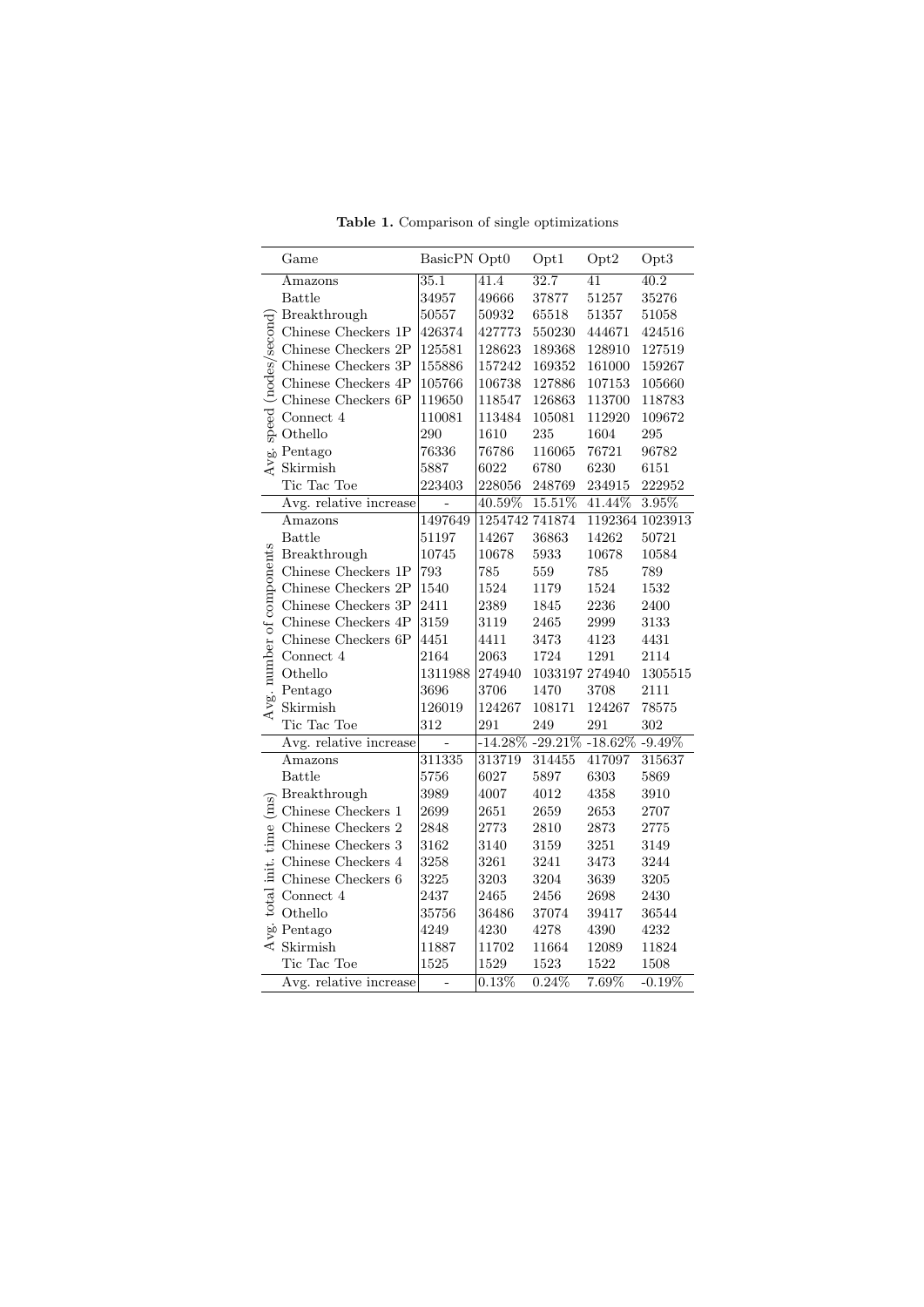**Table 1.** Comparison of single optimizations

| | Game | BasicPN | Opt0 | Opt1 | Opt2 | Opt3 |
|---|---|---|---|---|---|---|
| Avg. speed (nodes/second) | Amazons | 35.1 | 41.4 | 32.7 | 41 | 40.2 |
| | Battle | 34957 | 49666 | 37877 | 51257 | 35276 |
| | Breakthrough | 50557 | 50932 | 65518 | 51357 | 51058 |
| | Chinese Checkers 1P | 426374 | 427773 | 550230 | 444671 | 424516 |
| | Chinese Checkers 2P | 125581 | 128623 | 189368 | 128910 | 127519 |
| | Chinese Checkers 3P | 155886 | 157242 | 169352 | 161000 | 159267 |
| | Chinese Checkers 4P | 105766 | 106738 | 127886 | 107153 | 105660 |
| | Chinese Checkers 6P | 119650 | 118547 | 126863 | 113700 | 118783 |
| | Connect 4 | 110081 | 113484 | 105081 | 112920 | 109672 |
| | Othello | 290 | 1610 | 235 | 1604 | 295 |
| | Pentago | 76336 | 76786 | 116065 | 76721 | 96782 |
| | Skirmish | 5887 | 6022 | 6780 | 6230 | 6151 |
| | Tic Tac Toe | 223403 | 228056 | 248769 | 234915 | 222952 |
| | Avg. relative increase | - | 40.59% | 15.51% | 41.44% | 3.95% |
| Avg. number of components | Amazons | 1497649 | 1254742 | 741874 | 1192364 | 1023913 |
| | Battle | 51197 | 14267 | 36863 | 14262 | 50721 |
| | Breakthrough | 10745 | 10678 | 5933 | 10678 | 10584 |
| | Chinese Checkers 1P | 793 | 785 | 559 | 785 | 789 |
| | Chinese Checkers 2P | 1540 | 1524 | 1179 | 1524 | 1532 |
| | Chinese Checkers 3P | 2411 | 2389 | 1845 | 2236 | 2400 |
| | Chinese Checkers 4P | 3159 | 3119 | 2465 | 2999 | 3133 |
| | Chinese Checkers 6P | 4451 | 4411 | 3473 | 4123 | 4431 |
| | Connect 4 | 2164 | 2063 | 1724 | 1291 | 2114 |
| | Othello | 1311988 | 274940 | 1033197 | 274940 | 1305515 |
| | Pentago | 3696 | 3706 | 1470 | 3708 | 2111 |
| | Skirmish | 126019 | 124267 | 108171 | 124267 | 78575 |
| | Tic Tac Toe | 312 | 291 | 249 | 291 | 302 |
| | Avg. relative increase | - | -14.28% | -29.21% | -18.62% | -9.49% |
| Avg. total init. time (ms) | Amazons | 311335 | 313719 | 314455 | 417097 | 315637 |
| | Battle | 5756 | 6027 | 5897 | 6303 | 5869 |
| | Breakthrough | 3989 | 4007 | 4012 | 4358 | 3910 |
| | Chinese Checkers 1 | 2699 | 2651 | 2659 | 2653 | 2707 |
| | Chinese Checkers 2 | 2848 | 2773 | 2810 | 2873 | 2775 |
| | Chinese Checkers 3 | 3162 | 3140 | 3159 | 3251 | 3149 |
| | Chinese Checkers 4 | 3258 | 3261 | 3241 | 3473 | 3244 |
| | Chinese Checkers 6 | 3225 | 3203 | 3204 | 3639 | 3205 |
| | Connect 4 | 2437 | 2465 | 2456 | 2698 | 2430 |
| | Othello | 35756 | 36486 | 37074 | 39417 | 36544 |
| | Pentago | 4249 | 4230 | 4278 | 4390 | 4232 |
| | Skirmish | 11887 | 11702 | 11664 | 12089 | 11824 |
| | Tic Tac Toe | 1525 | 1529 | 1523 | 1522 | 1508 |
| | Avg. relative increase | - | 0.13% | 0.24% | 7.69% | -0.19% |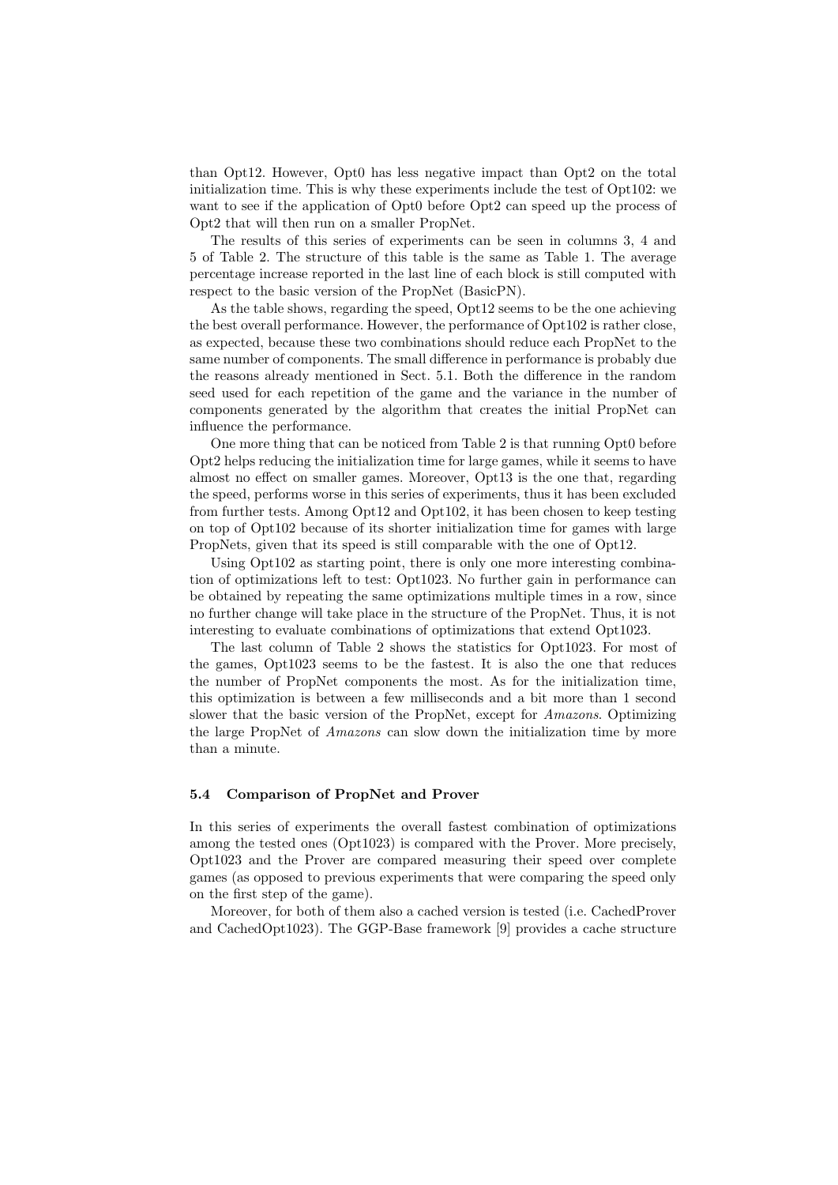than Opt12. However, Opt0 has less negative impact than Opt2 on the total initialization time. This is why these experiments include the test of Opt102: we want to see if the application of Opt0 before Opt2 can speed up the process of Opt2 that will then run on a smaller PropNet.

The results of this series of experiments can be seen in columns 3, 4 and 5 of Table 2. The structure of this table is the same as Table 1. The average percentage increase reported in the last line of each block is still computed with respect to the basic version of the PropNet (BasicPN).

As the table shows, regarding the speed, Opt12 seems to be the one achieving the best overall performance. However, the performance of Opt102 is rather close, as expected, because these two combinations should reduce each PropNet to the same number of components. The small difference in performance is probably due the reasons already mentioned in Sect. 5.1. Both the difference in the random seed used for each repetition of the game and the variance in the number of components generated by the algorithm that creates the initial PropNet can influence the performance.

One more thing that can be noticed from Table 2 is that running Opt0 before Opt2 helps reducing the initialization time for large games, while it seems to have almost no effect on smaller games. Moreover, Opt13 is the one that, regarding the speed, performs worse in this series of experiments, thus it has been excluded from further tests. Among Opt12 and Opt102, it has been chosen to keep testing on top of Opt102 because of its shorter initialization time for games with large PropNets, given that its speed is still comparable with the one of Opt12.

Using Opt102 as starting point, there is only one more interesting combination of optimizations left to test: Opt1023. No further gain in performance can be obtained by repeating the same optimizations multiple times in a row, since no further change will take place in the structure of the PropNet. Thus, it is not interesting to evaluate combinations of optimizations that extend Opt1023.

The last column of Table 2 shows the statistics for Opt1023. For most of the games, Opt1023 seems to be the fastest. It is also the one that reduces the number of PropNet components the most. As for the initialization time, this optimization is between a few milliseconds and a bit more than 1 second slower that the basic version of the PropNet, except for *Amazons*. Optimizing the large PropNet of *Amazons* can slow down the initialization time by more than a minute.

### 5.4 Comparison of PropNet and Prover

In this series of experiments the overall fastest combination of optimizations among the tested ones (Opt1023) is compared with the Prover. More precisely, Opt1023 and the Prover are compared measuring their speed over complete games (as opposed to previous experiments that were comparing the speed only on the first step of the game).

Moreover, for both of them also a cached version is tested (i.e. CachedProver and CachedOpt1023). The GGP-Base framework [9] provides a cache structure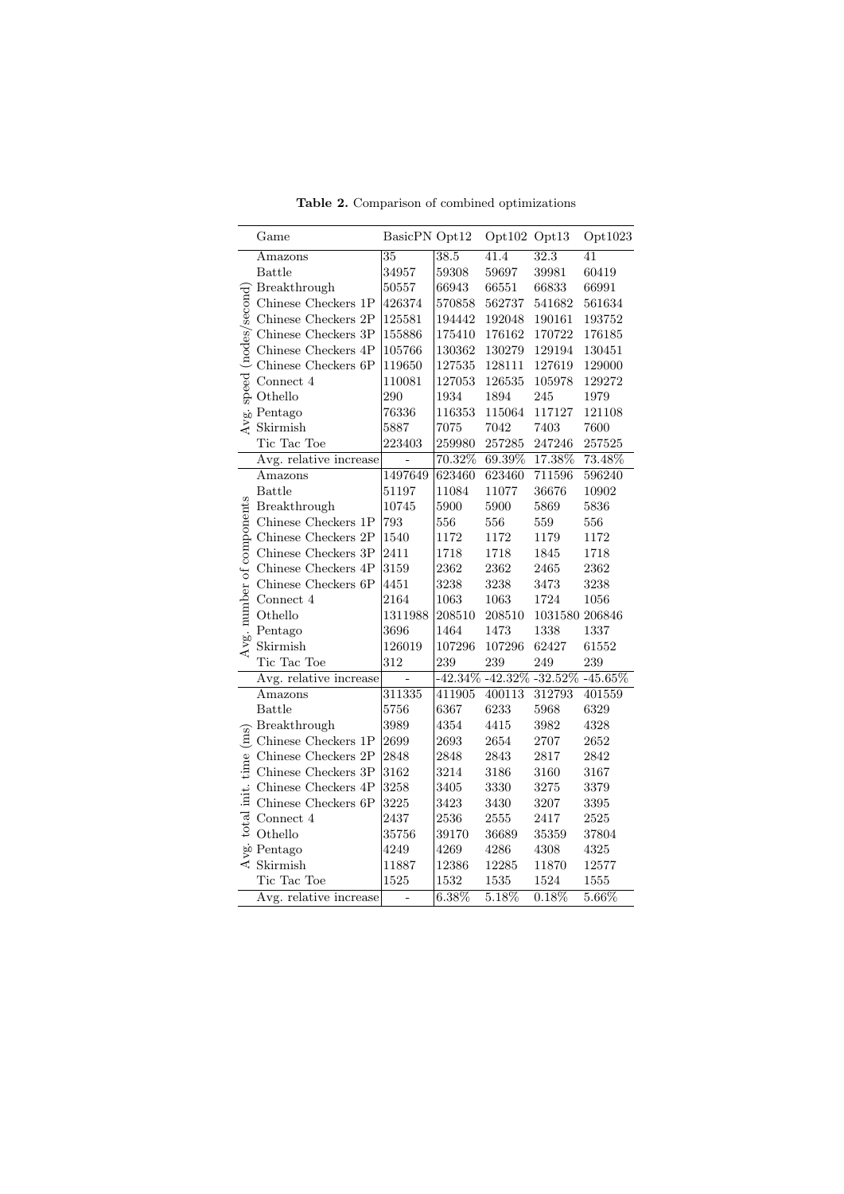**Table 2.** Comparison of combined optimizations

| | Game | BasicPN | Opt12 | Opt102 | Opt13 | Opt1023 |
|---|---|---|---|---|---|---|
| Avg. speed (nodes/second) | Amazons | 35 | 38.5 | 41.4 | 32.3 | 41 |
| | Battle | 34957 | 59308 | 59697 | 39981 | 60419 |
| | Breakthrough | 50557 | 66943 | 66551 | 66833 | 66991 |
| | Chinese Checkers 1P | 426374 | 570858 | 562737 | 541682 | 561634 |
| | Chinese Checkers 2P | 125581 | 194442 | 192048 | 190161 | 193752 |
| | Chinese Checkers 3P | 155886 | 175410 | 176162 | 170722 | 176185 |
| | Chinese Checkers 4P | 105766 | 130362 | 130279 | 129194 | 130451 |
| | Chinese Checkers 6P | 119650 | 127535 | 128111 | 127619 | 129000 |
| | Connect 4 | 110081 | 127053 | 126535 | 105978 | 129272 |
| | Othello | 290 | 1934 | 1894 | 245 | 1979 |
| | Pentago | 76336 | 116353 | 115064 | 117127 | 121108 |
| | Skirmish | 5887 | 7075 | 7042 | 7403 | 7600 |
| | Tic Tac Toe | 223403 | 259980 | 257285 | 247246 | 257525 |
| | Avg. relative increase | - | 70.32% | 69.39% | 17.38% | 73.48% |
| Avg. number of components | Amazons | 1497649 | 623460 | 623460 | 711596 | 596240 |
| | Battle | 51197 | 11084 | 11077 | 36676 | 10902 |
| | Breakthrough | 10745 | 5900 | 5900 | 5869 | 5836 |
| | Chinese Checkers 1P | 793 | 556 | 556 | 559 | 556 |
| | Chinese Checkers 2P | 1540 | 1172 | 1172 | 1179 | 1172 |
| | Chinese Checkers 3P | 2411 | 1718 | 1718 | 1845 | 1718 |
| | Chinese Checkers 4P | 3159 | 2362 | 2362 | 2465 | 2362 |
| | Chinese Checkers 6P | 4451 | 3238 | 3238 | 3473 | 3238 |
| | Connect 4 | 2164 | 1063 | 1063 | 1724 | 1056 |
| | Othello | 1311988 | 208510 | 208510 | 1031580 | 206846 |
| | Pentago | 3696 | 1464 | 1473 | 1338 | 1337 |
| | Skirmish | 126019 | 107296 | 107296 | 62427 | 61552 |
| | Tic Tac Toe | 312 | 239 | 239 | 249 | 239 |
| | Avg. relative increase | - | -42.34% | -42.32% | -32.52% | -45.65% |
| Avg. total init. time (ms) | Amazons | 311335 | 411905 | 400113 | 312793 | 401559 |
| | Battle | 5756 | 6367 | 6233 | 5968 | 6329 |
| | Breakthrough | 3989 | 4354 | 4415 | 3982 | 4328 |
| | Chinese Checkers 1P | 2699 | 2693 | 2654 | 2707 | 2652 |
| | Chinese Checkers 2P | 2848 | 2848 | 2843 | 2817 | 2842 |
| | Chinese Checkers 3P | 3162 | 3214 | 3186 | 3160 | 3167 |
| | Chinese Checkers 4P | 3258 | 3405 | 3330 | 3275 | 3379 |
| | Chinese Checkers 6P | 3225 | 3423 | 3430 | 3207 | 3395 |
| | Connect 4 | 2437 | 2536 | 2555 | 2417 | 2525 |
| | Othello | 35756 | 39170 | 36689 | 35359 | 37804 |
| | Pentago | 4249 | 4269 | 4286 | 4308 | 4325 |
| | Skirmish | 11887 | 12386 | 12285 | 11870 | 12577 |
| | Tic Tac Toe | 1525 | 1532 | 1535 | 1524 | 1555 |
| | Avg. relative increase | - | 6.38% | 5.18% | 0.18% | 5.66% |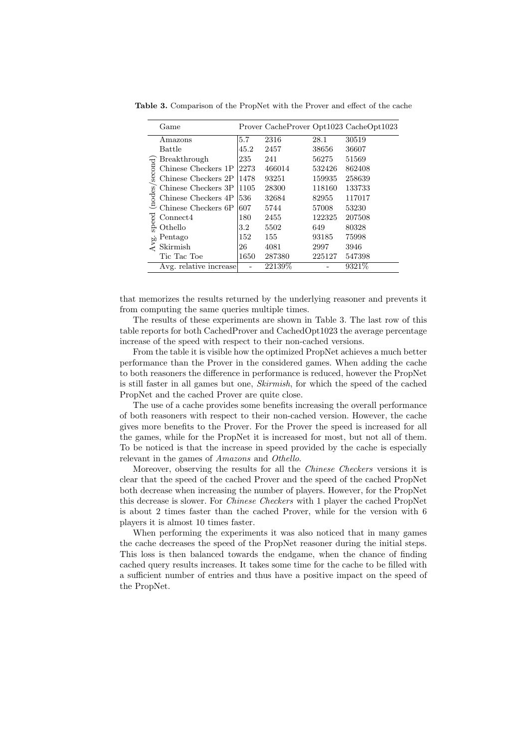**Table 3.** Comparison of the PropNet with the Prover and effect of the cache

| | Game | Prover | CacheProver | Opt1023 | CacheOpt1023 |
|---|---|---|---|---|---|
| Avg. speed (nodes/second) | Amazons | 5.7 | 2316 | 28.1 | 30519 |
| | Battle | 45.2 | 2457 | 38656 | 36607 |
| | Breakthrough | 235 | 241 | 56275 | 51569 |
| | Chinese Checkers 1P | 2273 | 466014 | 532426 | 862408 |
| | Chinese Checkers 2P | 1478 | 93251 | 159935 | 258639 |
| | Chinese Checkers 3P | 1105 | 28300 | 118160 | 133733 |
| | Chinese Checkers 4P | 536 | 32684 | 82955 | 117017 |
| | Chinese Checkers 6P | 607 | 5744 | 57008 | 53230 |
| | Connect4 | 180 | 2455 | 122325 | 207508 |
| | Othello | 3.2 | 5502 | 649 | 80328 |
| | Pentago | 152 | 155 | 93185 | 75998 |
| | Skirmish | 26 | 4081 | 2997 | 3946 |
| | Tic Tac Toe | 1650 | 287380 | 225127 | 547398 |
| | Avg. relative increase | - | 22139% | - | 9321% |

that memorizes the results returned by the underlying reasoner and prevents it from computing the same queries multiple times.

The results of these experiments are shown in Table 3. The last row of this table reports for both CachedProver and CachedOpt1023 the average percentage increase of the speed with respect to their non-cached versions.

From the table it is visible how the optimized PropNet achieves a much better performance than the Prover in the considered games. When adding the cache to both reasoners the difference in performance is reduced, however the PropNet is still faster in all games but one, *Skirmish*, for which the speed of the cached PropNet and the cached Prover are quite close.

The use of a cache provides some benefits increasing the overall performance of both reasoners with respect to their non-cached version. However, the cache gives more benefits to the Prover. For the Prover the speed is increased for all the games, while for the PropNet it is increased for most, but not all of them. To be noticed is that the increase in speed provided by the cache is especially relevant in the games of *Amazons* and *Othello*.

Moreover, observing the results for all the *Chinese Checkers* versions it is clear that the speed of the cached Prover and the speed of the cached PropNet both decrease when increasing the number of players. However, for the PropNet this decrease is slower. For *Chinese Checkers* with 1 player the cached PropNet is about 2 times faster than the cached Prover, while for the version with 6 players it is almost 10 times faster.

When performing the experiments it was also noticed that in many games the cache decreases the speed of the PropNet reasoner during the initial steps. This loss is then balanced towards the endgame, when the chance of finding cached query results increases. It takes some time for the cache to be filled with a sufficient number of entries and thus have a positive impact on the speed of the PropNet.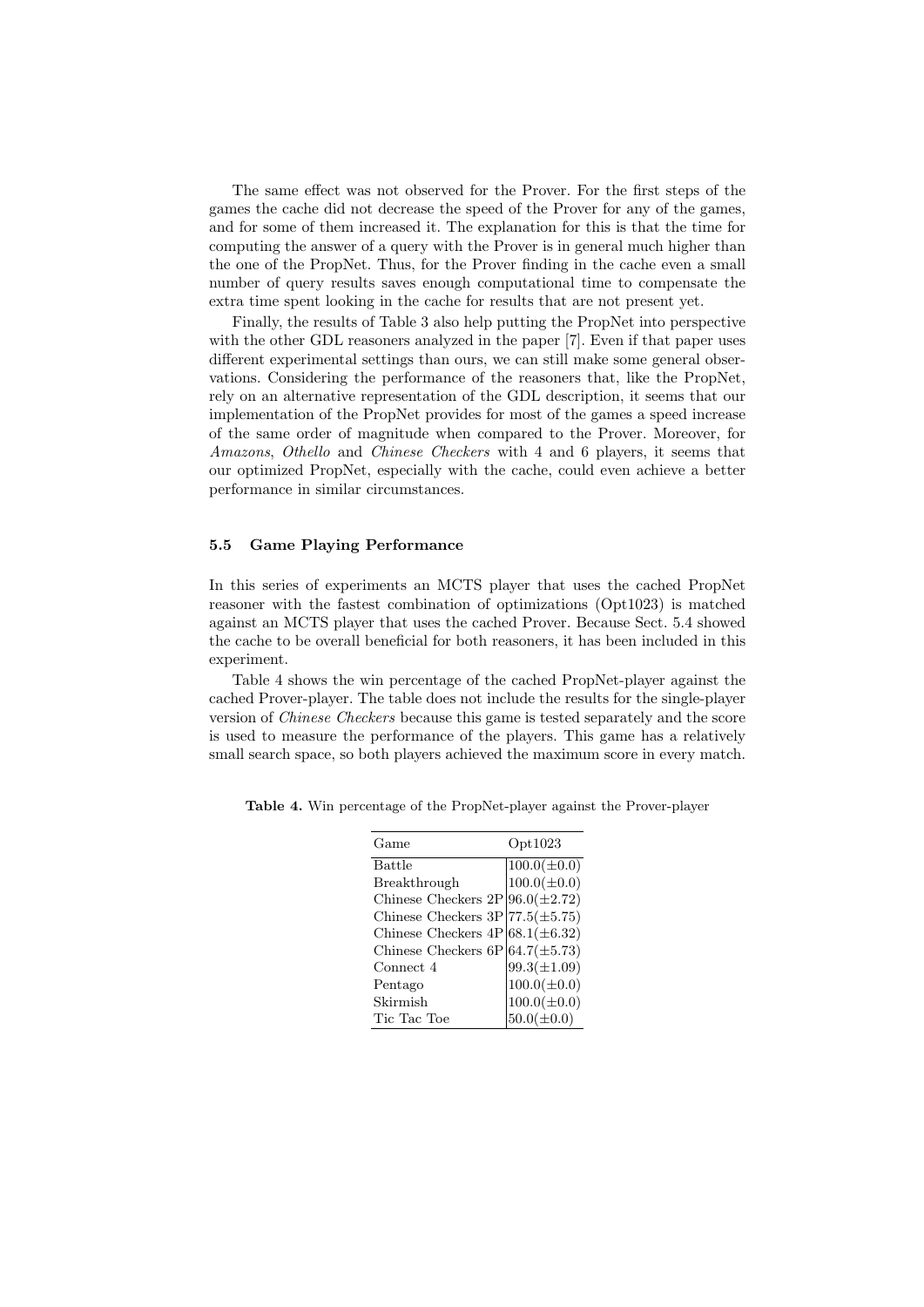The same effect was not observed for the Prover. For the first steps of the games the cache did not decrease the speed of the Prover for any of the games, and for some of them increased it. The explanation for this is that the time for computing the answer of a query with the Prover is in general much higher than the one of the PropNet. Thus, for the Prover finding in the cache even a small number of query results saves enough computational time to compensate the extra time spent looking in the cache for results that are not present yet.

Finally, the results of Table 3 also help putting the PropNet into perspective with the other GDL reasoners analyzed in the paper [7]. Even if that paper uses different experimental settings than ours, we can still make some general observations. Considering the performance of the reasoners that, like the PropNet, rely on an alternative representation of the GDL description, it seems that our implementation of the PropNet provides for most of the games a speed increase of the same order of magnitude when compared to the Prover. Moreover, for *Amazons*, *Othello* and *Chinese Checkers* with 4 and 6 players, it seems that our optimized PropNet, especially with the cache, could even achieve a better performance in similar circumstances.

### 5.5 Game Playing Performance

In this series of experiments an MCTS player that uses the cached PropNet reasoner with the fastest combination of optimizations (Opt1023) is matched against an MCTS player that uses the cached Prover. Because Sect. 5.4 showed the cache to be overall beneficial for both reasoners, it has been included in this experiment.

Table 4 shows the win percentage of the cached PropNet-player against the cached Prover-player. The table does not include the results for the single-player version of *Chinese Checkers* because this game is tested separately and the score is used to measure the performance of the players. This game has a relatively small search space, so both players achieved the maximum score in every match.

**Table 4.** Win percentage of the PropNet-player against the Prover-player

| Game | Opt1023 |
|---|---|
| Battle | 100.0($\pm$0.0) |
| Breakthrough | 100.0($\pm$0.0) |
| Chinese Checkers 2P | 96.0($\pm$2.72) |
| Chinese Checkers 3P | 77.5($\pm$5.75) |
| Chinese Checkers 4P | 68.1($\pm$6.32) |
| Chinese Checkers 6P | 64.7($\pm$5.73) |
| Connect 4 | 99.3($\pm$1.09) |
| Pentago | 100.0($\pm$0.0) |
| Skirmish | 100.0($\pm$0.0) |
| Tic Tac Toe | 50.0($\pm$0.0) |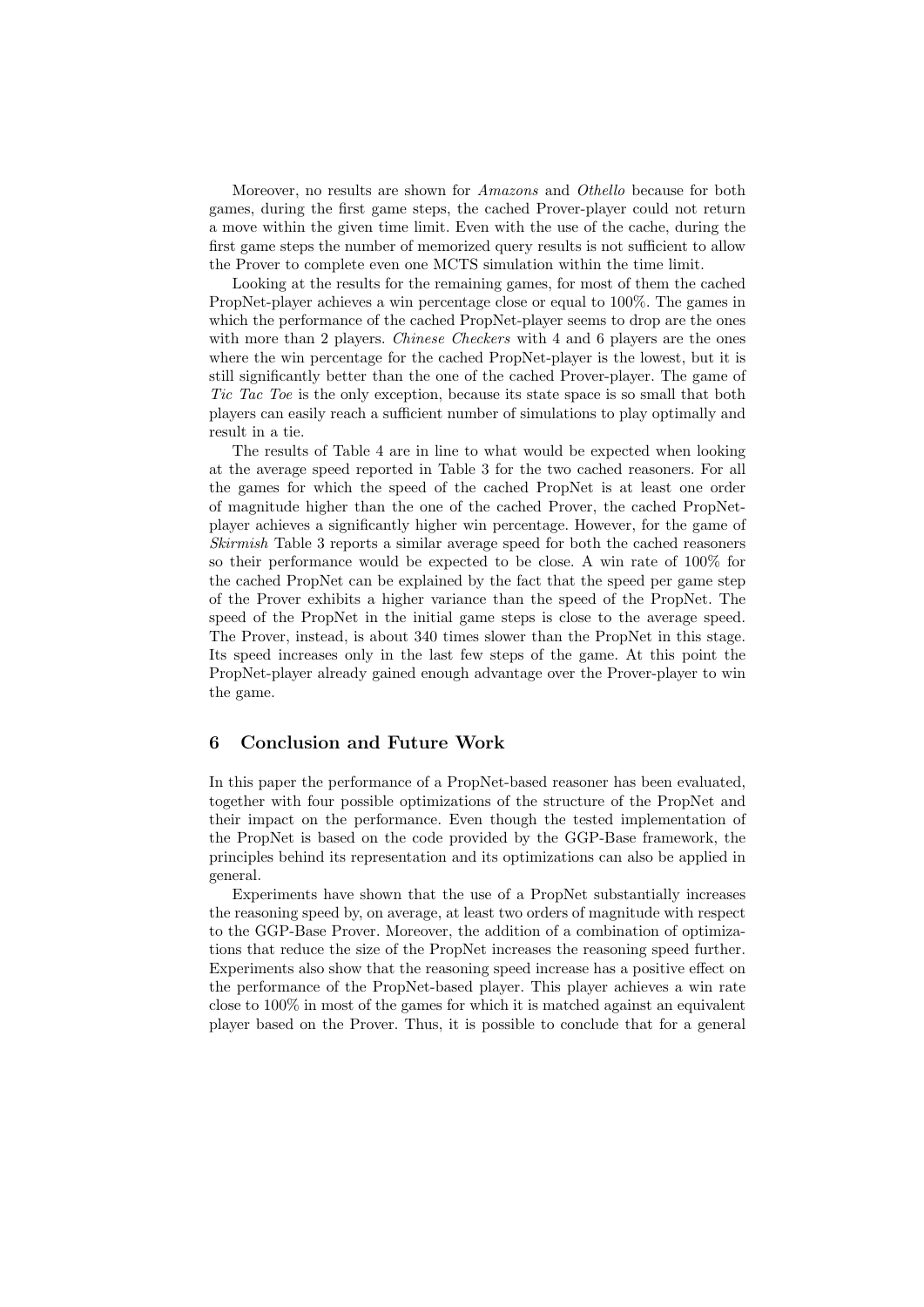Moreover, no results are shown for *Amazons* and *Othello* because for both games, during the first game steps, the cached Prover-player could not return a move within the given time limit. Even with the use of the cache, during the first game steps the number of memorized query results is not sufficient to allow the Prover to complete even one MCTS simulation within the time limit.

Looking at the results for the remaining games, for most of them the cached PropNet-player achieves a win percentage close or equal to 100%. The games in which the performance of the cached PropNet-player seems to drop are the ones with more than 2 players. *Chinese Checkers* with 4 and 6 players are the ones where the win percentage for the cached PropNet-player is the lowest, but it is still significantly better than the one of the cached Prover-player. The game of *Tic Tac Toe* is the only exception, because its state space is so small that both players can easily reach a sufficient number of simulations to play optimally and result in a tie.

The results of Table 4 are in line to what would be expected when looking at the average speed reported in Table 3 for the two cached reasoners. For all the games for which the speed of the cached PropNet is at least one order of magnitude higher than the one of the cached Prover, the cached PropNet-player achieves a significantly higher win percentage. However, for the game of *Skirmish* Table 3 reports a similar average speed for both the cached reasoners so their performance would be expected to be close. A win rate of 100% for the cached PropNet can be explained by the fact that the speed per game step of the Prover exhibits a higher variance than the speed of the PropNet. The speed of the PropNet in the initial game steps is close to the average speed. The Prover, instead, is about 340 times slower than the PropNet in this stage. Its speed increases only in the last few steps of the game. At this point the PropNet-player already gained enough advantage over the Prover-player to win the game.

## 6 Conclusion and Future Work

In this paper the performance of a PropNet-based reasoner has been evaluated, together with four possible optimizations of the structure of the PropNet and their impact on the performance. Even though the tested implementation of the PropNet is based on the code provided by the GGP-Base framework, the principles behind its representation and its optimizations can also be applied in general.

Experiments have shown that the use of a PropNet substantially increases the reasoning speed by, on average, at least two orders of magnitude with respect to the GGP-Base Prover. Moreover, the addition of a combination of optimizations that reduce the size of the PropNet increases the reasoning speed further. Experiments also show that the reasoning speed increase has a positive effect on the performance of the PropNet-based player. This player achieves a win rate close to 100% in most of the games for which it is matched against an equivalent player based on the Prover. Thus, it is possible to conclude that for a general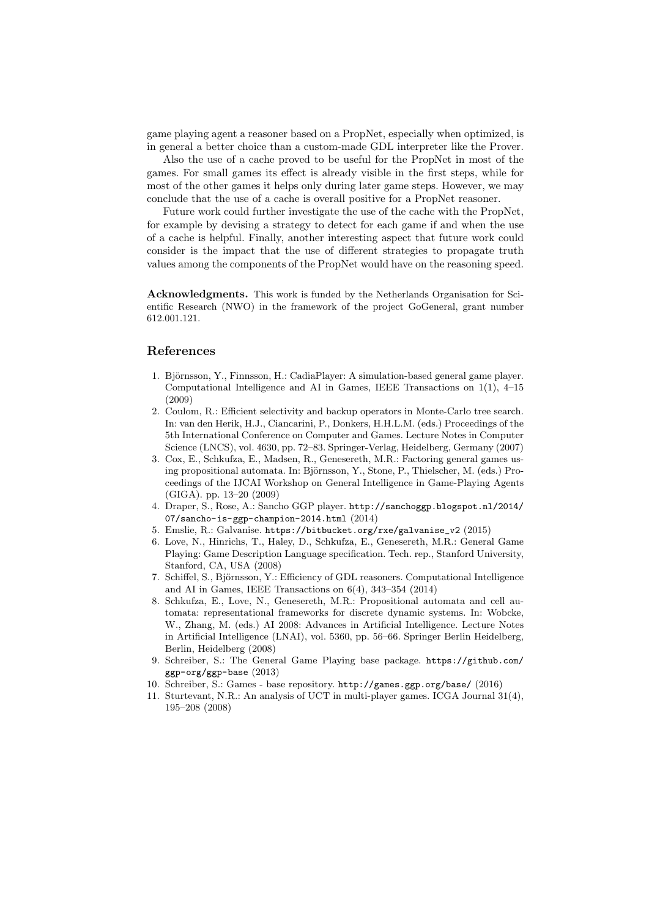game playing agent a reasoner based on a PropNet, especially when optimized, is in general a better choice than a custom-made GDL interpreter like the Prover.

Also the use of a cache proved to be useful for the PropNet in most of the games. For small games its effect is already visible in the first steps, while for most of the other games it helps only during later game steps. However, we may conclude that the use of a cache is overall positive for a PropNet reasoner.

Future work could further investigate the use of the cache with the PropNet, for example by devising a strategy to detect for each game if and when the use of a cache is helpful. Finally, another interesting aspect that future work could consider is the impact that the use of different strategies to propagate truth values among the components of the PropNet would have on the reasoning speed.

**Acknowledgments.** This work is funded by the Netherlands Organisation for Scientific Research (NWO) in the framework of the project GoGeneral, grant number 612.001.121.

## References

1. Björnsson, Y., Finnsson, H.: CadiaPlayer: A simulation-based general game player. Computational Intelligence and AI in Games, IEEE Transactions on 1(1), 4–15 (2009)
2. Coulom, R.: Efficient selectivity and backup operators in Monte-Carlo tree search. In: van den Herik, H.J., Ciancarini, P., Donkers, H.H.L.M. (eds.) Proceedings of the 5th International Conference on Computer and Games. Lecture Notes in Computer Science (LNCS), vol. 4630, pp. 72–83. Springer-Verlag, Heidelberg, Germany (2007)
3. Cox, E., Schkufza, E., Madsen, R., Genesereth, M.R.: Factoring general games using propositional automata. In: Björnsson, Y., Stone, P., Thielscher, M. (eds.) Proceedings of the IJCAI Workshop on General Intelligence in Game-Playing Agents (GIGA). pp. 13–20 (2009)
4. Draper, S., Rose, A.: Sancho GGP player. `http://sanchoggp.blogspot.nl/2014/07/sancho-is-ggp-champion-2014.html` (2014)
5. Emslie, R.: Galvanise. `https://bitbucket.org/rxe/galvanise_v2` (2015)
6. Love, N., Hinrichs, T., Haley, D., Schkufza, E., Genesereth, M.R.: General Game Playing: Game Description Language specification. Tech. rep., Stanford University, Stanford, CA, USA (2008)
7. Schiffel, S., Björnsson, Y.: Efficiency of GDL reasoners. Computational Intelligence and AI in Games, IEEE Transactions on 6(4), 343–354 (2014)
8. Schkufza, E., Love, N., Genesereth, M.R.: Propositional automata and cell automata: representational frameworks for discrete dynamic systems. In: Wobcke, W., Zhang, M. (eds.) AI 2008: Advances in Artificial Intelligence. Lecture Notes in Artificial Intelligence (LNAI), vol. 5360, pp. 56–66. Springer Berlin Heidelberg, Berlin, Heidelberg (2008)
9. Schreiber, S.: The General Game Playing base package. `https://github.com/ggp-org/ggp-base` (2013)
10. Schreiber, S.: Games - base repository. `http://games.ggp.org/base/` (2016)
11. Sturtevant, N.R.: An analysis of UCT in multi-player games. ICGA Journal 31(4), 195–208 (2008)